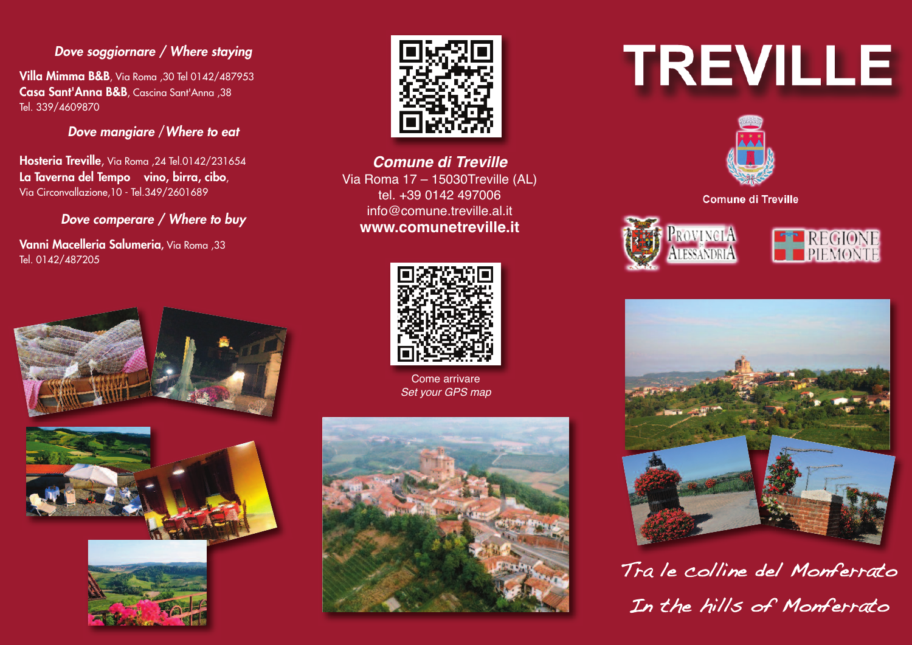# TREVILLE

Comune di Treville

PROVINCIA DI ALESSANDRIA

REGIONE PIEMONTE

*Tra le colline del Monferrato*

*In the hills of Monferrato*

## *Dove soggiornare / Where staying*

**Villa Mimma B&B**, Via Roma ,30 Tel 0142/487953

**Casa Sant'Anna B&B**, Cascina Sant'Anna ,38
Tel. 339/4609870

## *Dove mangiare / Where to eat*

**Hosteria Treville**, Via Roma ,24 Tel.0142/231654

**La Taverna del Tempo vino, birra, cibo**,
Via Circonvallazione,10 - Tel.349/2601689

## *Dove comperare / Where to buy*

**Vanni Macelleria Salumeria**, Via Roma ,33
Tel. 0142/487205

***Comune di Treville***

Via Roma 17 – 15030Treville (AL)
tel. +39 0142 497006
info@comune.treville.al.it
**www.comunetreville.it**

Come arrivare
*Set your GPS map*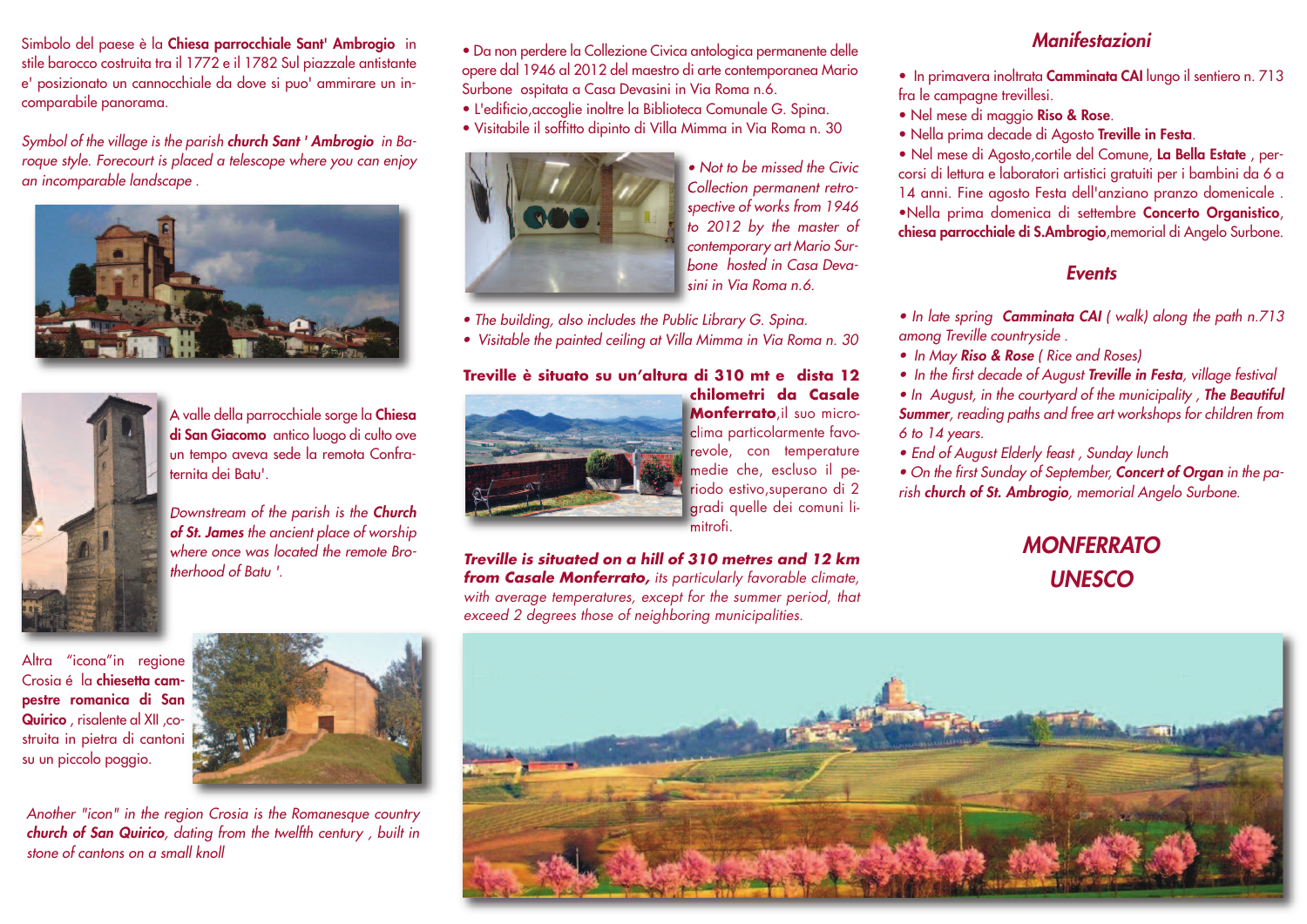Simbolo del paese è la **Chiesa parrocchiale Sant' Ambrogio** in stile barocco costruita tra il 1772 e il 1782 Sul piazzale antistante e' posizionato un cannocchiale da dove si puo' ammirare un incomparabile panorama.

*Symbol of the village is the parish **church Sant ' Ambrogio** in Baroque style. Forecourt is placed a telescope where you can enjoy an incomparable landscape .*

A valle della parrocchiale sorge la **Chiesa di San Giacomo** antico luogo di culto ove un tempo aveva sede la remota Confraternita dei Batu'.

*Downstream of the parish is the **Church of St. James** the ancient place of worship where once was located the remote Brotherhood of Batu '.*

Altra "icona"in regione Crosia é la **chiesetta campestre romanica di San Quirico** , risalente al XII ,costruita in pietra di cantoni su un piccolo poggio.

*Another "icon" in the region Crosia is the Romanesque country **church of San Quirico**, dating from the twelfth century , built in stone of cantons on a small knoll*

• Da non perdere la Collezione Civica antologica permanente delle opere dal 1946 al 2012 del maestro di arte contemporanea Mario Surbone ospitata a Casa Devasini in Via Roma n.6.
• L'edificio,accoglie inoltre la Biblioteca Comunale G. Spina.
• Visitabile il soffitto dipinto di Villa Mimma in Via Roma n. 30

*• Not to be missed the Civic Collection permanent retrospective of works from 1946 to 2012 by the master of contemporary art Mario Surbone hosted in Casa Devasini in Via Roma n.6.*

*• The building, also includes the Public Library G. Spina.*
*• Visitable the painted ceiling at Villa Mimma in Via Roma n. 30*

**Treville è situato su un'altura di 310 mt e dista 12 chilometri da Casale Monferrato**,il suo microclima particolarmente favorevole, con temperature medie che, escluso il periodo estivo,superano di 2 gradi quelle dei comuni limitrofi.

***Treville is situated on a hill of 310 metres and 12 km from Casale Monferrato,** its particularly favorable climate, with average temperatures, except for the summer period, that exceed 2 degrees those of neighboring municipalities.*

## *Manifestazioni*

• In primavera inoltrata **Camminata CAI** lungo il sentiero n. 713 fra le campagne trevillesi.
• Nel mese di maggio **Riso & Rose**.
• Nella prima decade di Agosto **Treville in Festa**.
• Nel mese di Agosto,cortile del Comune, **La Bella Estate** , percorsi di lettura e laboratori artistici gratuiti per i bambini da 6 a 14 anni. Fine agosto Festa dell'anziano pranzo domenicale .
•Nella prima domenica di settembre **Concerto Organistico**, **chiesa parrocchiale di S.Ambrogio**,memorial di Angelo Surbone.

## *Events*

*• In late spring **Camminata CAI** ( walk) along the path n.713 among Treville countryside .*
*• In May **Riso & Rose** ( Rice and Roses)*
*• In the first decade of August **Treville in Festa**, village festival*
*• In August, in the courtyard of the municipality , **The Beautiful Summer**, reading paths and free art workshops for children from 6 to 14 years.*
*• End of August Elderly feast , Sunday lunch*
*• On the first Sunday of September, **Concert of Organ** in the parish **church of St. Ambrogio**, memorial Angelo Surbone.*

## *MONFERRATO UNESCO*